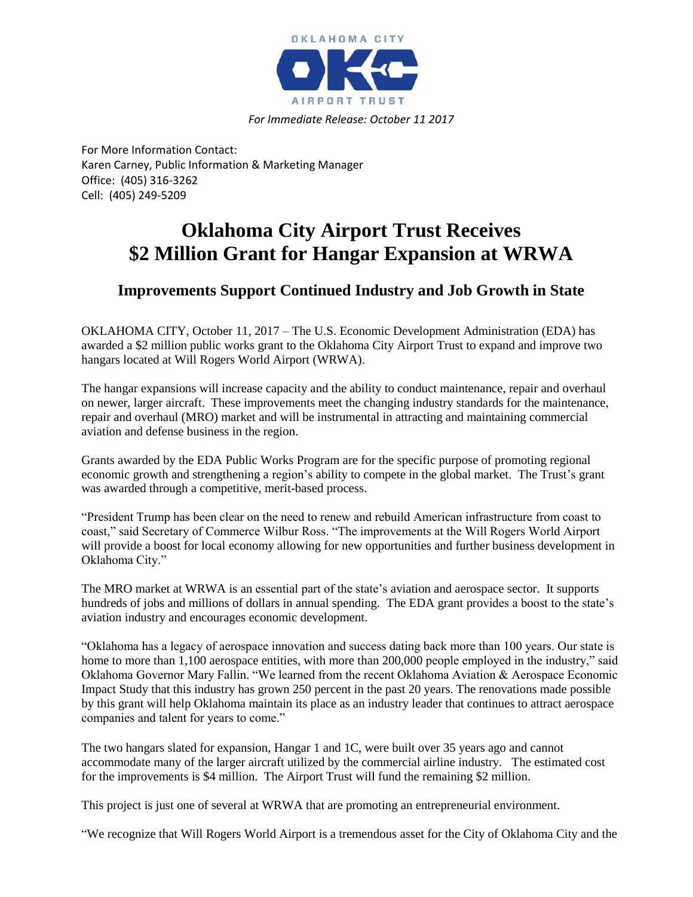OKLAHOMA CITY

AIRPORT TRUST

*For Immediate Release: October 11 2017*

For More Information Contact:
Karen Carney, Public Information & Marketing Manager
Office: (405) 316-3262
Cell: (405) 249-5209

# Oklahoma City Airport Trust Receives $2 Million Grant for Hangar Expansion at WRWA

## Improvements Support Continued Industry and Job Growth in State

OKLAHOMA CITY, October 11, 2017 – The U.S. Economic Development Administration (EDA) has awarded a $2 million public works grant to the Oklahoma City Airport Trust to expand and improve two hangars located at Will Rogers World Airport (WRWA).

The hangar expansions will increase capacity and the ability to conduct maintenance, repair and overhaul on newer, larger aircraft. These improvements meet the changing industry standards for the maintenance, repair and overhaul (MRO) market and will be instrumental in attracting and maintaining commercial aviation and defense business in the region.

Grants awarded by the EDA Public Works Program are for the specific purpose of promoting regional economic growth and strengthening a region's ability to compete in the global market. The Trust's grant was awarded through a competitive, merit-based process.

"President Trump has been clear on the need to renew and rebuild American infrastructure from coast to coast," said Secretary of Commerce Wilbur Ross. "The improvements at the Will Rogers World Airport will provide a boost for local economy allowing for new opportunities and further business development in Oklahoma City."

The MRO market at WRWA is an essential part of the state's aviation and aerospace sector. It supports hundreds of jobs and millions of dollars in annual spending. The EDA grant provides a boost to the state's aviation industry and encourages economic development.

"Oklahoma has a legacy of aerospace innovation and success dating back more than 100 years. Our state is home to more than 1,100 aerospace entities, with more than 200,000 people employed in the industry," said Oklahoma Governor Mary Fallin. "We learned from the recent Oklahoma Aviation & Aerospace Economic Impact Study that this industry has grown 250 percent in the past 20 years. The renovations made possible by this grant will help Oklahoma maintain its place as an industry leader that continues to attract aerospace companies and talent for years to come."

The two hangars slated for expansion, Hangar 1 and 1C, were built over 35 years ago and cannot accommodate many of the larger aircraft utilized by the commercial airline industry. The estimated cost for the improvements is $4 million. The Airport Trust will fund the remaining $2 million.

This project is just one of several at WRWA that are promoting an entrepreneurial environment.

"We recognize that Will Rogers World Airport is a tremendous asset for the City of Oklahoma City and the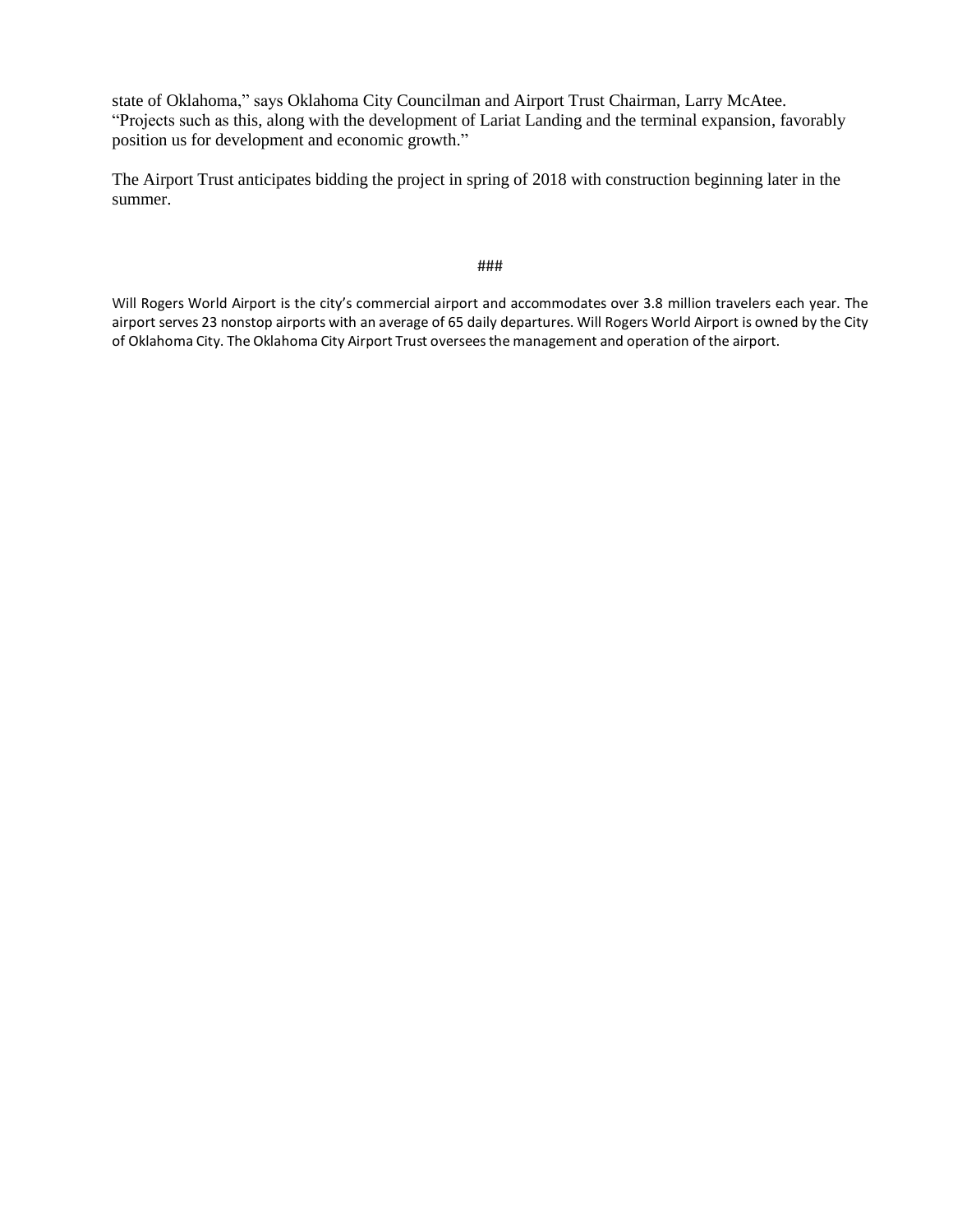state of Oklahoma," says Oklahoma City Councilman and Airport Trust Chairman, Larry McAtee. "Projects such as this, along with the development of Lariat Landing and the terminal expansion, favorably position us for development and economic growth."

The Airport Trust anticipates bidding the project in spring of 2018 with construction beginning later in the summer.

###

Will Rogers World Airport is the city's commercial airport and accommodates over 3.8 million travelers each year. The airport serves 23 nonstop airports with an average of 65 daily departures. Will Rogers World Airport is owned by the City of Oklahoma City. The Oklahoma City Airport Trust oversees the management and operation of the airport.